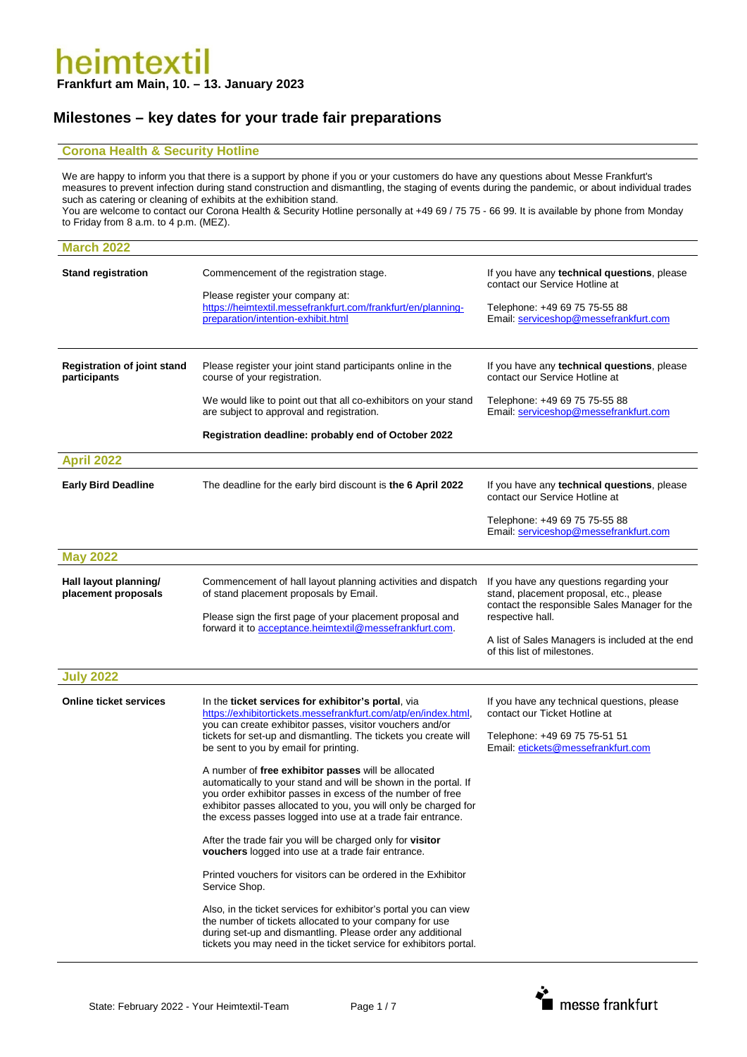# heimtextil

**Frankfurt am Main, 10. – 13. January 2023**

## Milestones – key dates for your trade fair preparations

### Corona Health & Security Hotline

We are happy to inform you that there is a support by phone if you or your customers do have any questions about Messe Frankfurt's measures to prevent infection during stand construction and dismantling, the staging of events during the pandemic, or about individual trades such as catering or cleaning of exhibits at the exhibition stand.
You are welcome to contact our Corona Health & Security Hotline personally at +49 69 / 75 75 - 66 99. It is available by phone from Monday to Friday from 8 a.m. to 4 p.m. (MEZ).

### March 2022

| | | |
|---|---|---|
| **Stand registration** | Commencement of the registration stage.<br><br>Please register your company at: https://heimtextil.messefrankfurt.com/frankfurt/en/planning-preparation/intention-exhibit.html | If you have any **technical questions**, please contact our Service Hotline at<br><br>Telephone: +49 69 75 75-55 88<br>Email: serviceshop@messefrankfurt.com |
| **Registration of joint stand participants** | Please register your joint stand participants online in the course of your registration.<br><br>We would like to point out that all co-exhibitors on your stand are subject to approval and registration.<br><br>**Registration deadline: probably end of October 2022** | If you have any **technical questions**, please contact our Service Hotline at<br><br>Telephone: +49 69 75 75-55 88<br>Email: serviceshop@messefrankfurt.com |

### April 2022

| | | |
|---|---|---|
| **Early Bird Deadline** | The deadline for the early bird discount is **the 6 April 2022** | If you have any **technical questions**, please contact our Service Hotline at<br><br>Telephone: +49 69 75 75-55 88<br>Email: serviceshop@messefrankfurt.com |

### May 2022

| | | |
|---|---|---|
| **Hall layout planning/ placement proposals** | Commencement of hall layout planning activities and dispatch of stand placement proposals by Email.<br><br>Please sign the first page of your placement proposal and forward it to acceptance.heimtextil@messefrankfurt.com. | If you have any questions regarding your stand, placement proposal, etc., please contact the responsible Sales Manager for the respective hall.<br><br>A list of Sales Managers is included at the end of this list of milestones. |

### July 2022

| | | |
|---|---|---|
| **Online ticket services** | In the **ticket services for exhibitor's portal**, via https://exhibitortickets.messefrankfurt.com/atp/en/index.html, you can create exhibitor passes, visitor vouchers and/or tickets for set-up and dismantling. The tickets you create will be sent to you by email for printing.<br><br>A number of **free exhibitor passes** will be allocated automatically to your stand and will be shown in the portal. If you order exhibitor passes in excess of the number of free exhibitor passes allocated to you, you will only be charged for the excess passes logged into use at a trade fair entrance.<br><br>After the trade fair you will be charged only for **visitor vouchers** logged into use at a trade fair entrance.<br><br>Printed vouchers for visitors can be ordered in the Exhibitor Service Shop.<br><br>Also, in the ticket services for exhibitor's portal you can view the number of tickets allocated to your company for use during set-up and dismantling. Please order any additional tickets you may need in the ticket service for exhibitors portal. | If you have any technical questions, please contact our Ticket Hotline at<br><br>Telephone: +49 69 75 75-51 51<br>Email: etickets@messefrankfurt.com |

State: February 2022 - Your Heimtextil-Team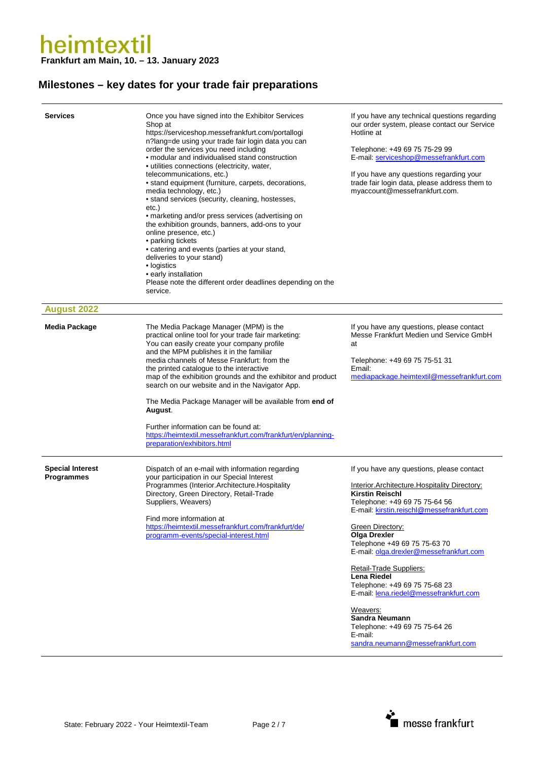# heimtextil

**Frankfurt am Main, 10. – 13. January 2023**

## Milestones – key dates for your trade fair preparations

| | | |
|---|---|---|
| **Services** | Once you have signed into the Exhibitor Services Shop at https://serviceshop.messefrankfurt.com/portallogin?lang=de using your trade fair login data you can order the services you need including<br>• modular and individualised stand construction<br>• utilities connections (electricity, water, telecommunications, etc.)<br>• stand equipment (furniture, carpets, decorations, media technology, etc.)<br>• stand services (security, cleaning, hostesses, etc.)<br>• marketing and/or press services (advertising on the exhibition grounds, banners, add-ons to your online presence, etc.)<br>• parking tickets<br>• catering and events (parties at your stand, deliveries to your stand)<br>• logistics<br>• early installation<br>Please note the different order deadlines depending on the service. | If you have any technical questions regarding our order system, please contact our Service Hotline at<br><br>Telephone: +49 69 75 75-29 99<br>E-mail: serviceshop@messefrankfurt.com<br><br>If you have any questions regarding your trade fair login data, please address them to myaccount@messefrankfurt.com. |

### August 2022

| | | |
|---|---|---|
| **Media Package** | The Media Package Manager (MPM) is the practical online tool for your trade fair marketing: You can easily create your company profile and the MPM publishes it in the familiar media channels of Messe Frankfurt: from the the printed catalogue to the interactive map of the exhibition grounds and the exhibitor and product search on our website and in the Navigator App.<br><br>The Media Package Manager will be available from **end of August**.<br><br>Further information can be found at:<br>https://heimtextil.messefrankfurt.com/frankfurt/en/planning-preparation/exhibitors.html | If you have any questions, please contact Messe Frankfurt Medien und Service GmbH at<br><br>Telephone: +49 69 75 75-51 31<br>Email:<br>mediapackage.heimtextil@messefrankfurt.com |
| **Special Interest Programmes** | Dispatch of an e-mail with information regarding your participation in our Special Interest Programmes (Interior.Architecture.Hospitality Directory, Green Directory, Retail-Trade Suppliers, Weavers)<br><br>Find more information at<br>https://heimtextil.messefrankfurt.com/frankfurt/de/programm-events/special-interest.html | If you have any questions, please contact<br><br>Interior.Architecture.Hospitality Directory:<br>**Kirstin Reischl**<br>Telephone: +49 69 75 75-64 56<br>E-mail: kirstin.reischl@messefrankfurt.com<br><br>Green Directory:<br>**Olga Drexler**<br>Telephone +49 69 75 75-63 70<br>E-mail: olga.drexler@messefrankfurt.com<br><br>Retail-Trade Suppliers:<br>**Lena Riedel**<br>Telephone: +49 69 75 75-68 23<br>E-mail: lena.riedel@messefrankfurt.com<br><br>Weavers:<br>**Sandra Neumann**<br>Telephone: +49 69 75 75-64 26<br>E-mail:<br>sandra.neumann@messefrankfurt.com |

State: February 2022 - Your Heimtextil-Team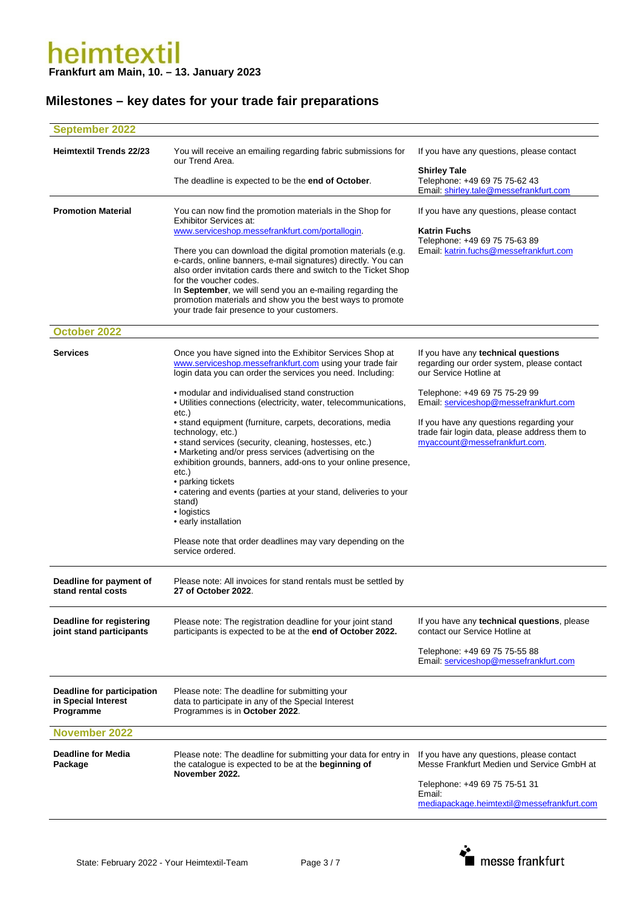heimtextil
**Frankfurt am Main, 10. – 13. January 2023**

## Milestones – key dates for your trade fair preparations

### September 2022

| | | |
|---|---|---|
| **Heimtextil Trends 22/23** | You will receive an emailing regarding fabric submissions for our Trend Area.<br><br>The deadline is expected to be the **end of October**. | If you have any questions, please contact<br><br>**Shirley Tale**<br>Telephone: +49 69 75 75-62 43<br>Email: shirley.tale@messefrankfurt.com |
| **Promotion Material** | You can now find the promotion materials in the Shop for Exhibitor Services at:<br>www.serviceshop.messefrankfurt.com/portallogin.<br><br>There you can download the digital promotion materials (e.g. e-cards, online banners, e-mail signatures) directly. You can also order invitation cards there and switch to the Ticket Shop for the voucher codes.<br>In **September**, we will send you an e-mailing regarding the promotion materials and show you the best ways to promote your trade fair presence to your customers. | If you have any questions, please contact<br><br>**Katrin Fuchs**<br>Telephone: +49 69 75 75-63 89<br>Email: katrin.fuchs@messefrankfurt.com |

### October 2022

| | | |
|---|---|---|
| **Services** | Once you have signed into the Exhibitor Services Shop at www.serviceshop.messefrankfurt.com using your trade fair login data you can order the services you need. Including:<br><br>• modular and individualised stand construction<br>• Utilities connections (electricity, water, telecommunications, etc.)<br>• stand equipment (furniture, carpets, decorations, media technology, etc.)<br>• stand services (security, cleaning, hostesses, etc.)<br>• Marketing and/or press services (advertising on the exhibition grounds, banners, add-ons to your online presence, etc.)<br>• parking tickets<br>• catering and events (parties at your stand, deliveries to your stand)<br>• logistics<br>• early installation<br><br>Please note that order deadlines may vary depending on the service ordered. | If you have any **technical questions** regarding our order system, please contact our Service Hotline at<br><br>Telephone: +49 69 75 75-29 99<br>Email: serviceshop@messefrankfurt.com<br><br>If you have any questions regarding your trade fair login data, please address them to myaccount@messefrankfurt.com. |
| **Deadline for payment of stand rental costs** | Please note: All invoices for stand rentals must be settled by **27 of October 2022**. | |
| **Deadline for registering joint stand participants** | Please note: The registration deadline for your joint stand participants is expected to be at the **end of October 2022.** | If you have any **technical questions**, please contact our Service Hotline at<br><br>Telephone: +49 69 75 75-55 88<br>Email: serviceshop@messefrankfurt.com |
| **Deadline for participation in Special Interest Programme** | Please note: The deadline for submitting your data to participate in any of the Special Interest Programmes is in **October 2022**. | |

### November 2022

| | | |
|---|---|---|
| **Deadline for Media Package** | Please note: The deadline for submitting your data for entry in the catalogue is expected to be at the **beginning of November 2022.** | If you have any questions, please contact Messe Frankfurt Medien und Service GmbH at<br><br>Telephone: +49 69 75 75-51 31<br>Email:<br>mediapackage.heimtextil@messefrankfurt.com |

State: February 2022 - Your Heimtextil-Team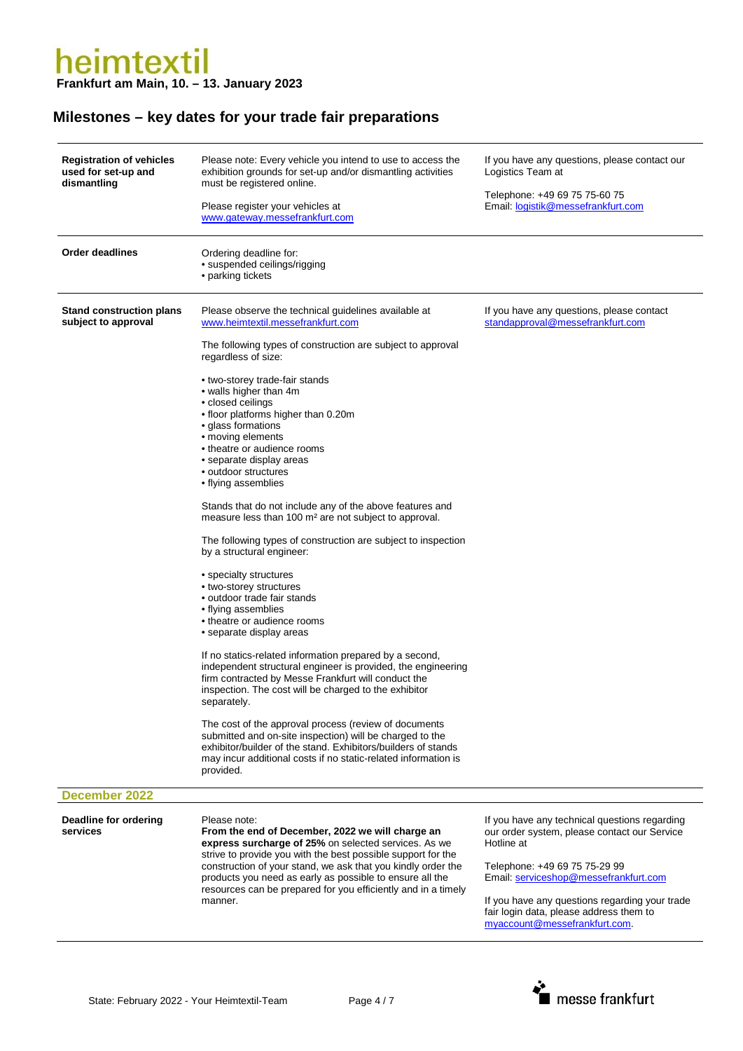# heimtextil

**Frankfurt am Main, 10. – 13. January 2023**

## Milestones – key dates for your trade fair preparations

| | | |
|---|---|---|
| **Registration of vehicles used for set-up and dismantling** | Please note: Every vehicle you intend to use to access the exhibition grounds for set-up and/or dismantling activities must be registered online.<br><br>Please register your vehicles at www.gateway.messefrankfurt.com | If you have any questions, please contact our Logistics Team at<br><br>Telephone: +49 69 75 75-60 75<br>Email: logistik@messefrankfurt.com |
| **Order deadlines** | Ordering deadline for:<br>• suspended ceilings/rigging<br>• parking tickets | |
| **Stand construction plans subject to approval** | Please observe the technical guidelines available at www.heimtextil.messefrankfurt.com<br><br>The following types of construction are subject to approval regardless of size:<br><br>• two-storey trade-fair stands<br>• walls higher than 4m<br>• closed ceilings<br>• floor platforms higher than 0.20m<br>• glass formations<br>• moving elements<br>• theatre or audience rooms<br>• separate display areas<br>• outdoor structures<br>• flying assemblies<br><br>Stands that do not include any of the above features and measure less than 100 m² are not subject to approval.<br><br>The following types of construction are subject to inspection by a structural engineer:<br><br>• specialty structures<br>• two-storey structures<br>• outdoor trade fair stands<br>• flying assemblies<br>• theatre or audience rooms<br>• separate display areas<br><br>If no statics-related information prepared by a second, independent structural engineer is provided, the engineering firm contracted by Messe Frankfurt will conduct the inspection. The cost will be charged to the exhibitor separately.<br><br>The cost of the approval process (review of documents submitted and on-site inspection) will be charged to the exhibitor/builder of the stand. Exhibitors/builders of stands may incur additional costs if no static-related information is provided. | If you have any questions, please contact standapproval@messefrankfurt.com |
| **December 2022** | | |
| **Deadline for ordering services** | Please note:<br>**From the end of December, 2022 we will charge an express surcharge of 25%** on selected services. As we strive to provide you with the best possible support for the construction of your stand, we ask that you kindly order the products you need as early as possible to ensure all the resources can be prepared for you efficiently and in a timely manner. | If you have any technical questions regarding our order system, please contact our Service Hotline at<br><br>Telephone: +49 69 75 75-29 99<br>Email: serviceshop@messefrankfurt.com<br><br>If you have any questions regarding your trade fair login data, please address them to myaccount@messefrankfurt.com. |

State: February 2022 - Your Heimtextil-Team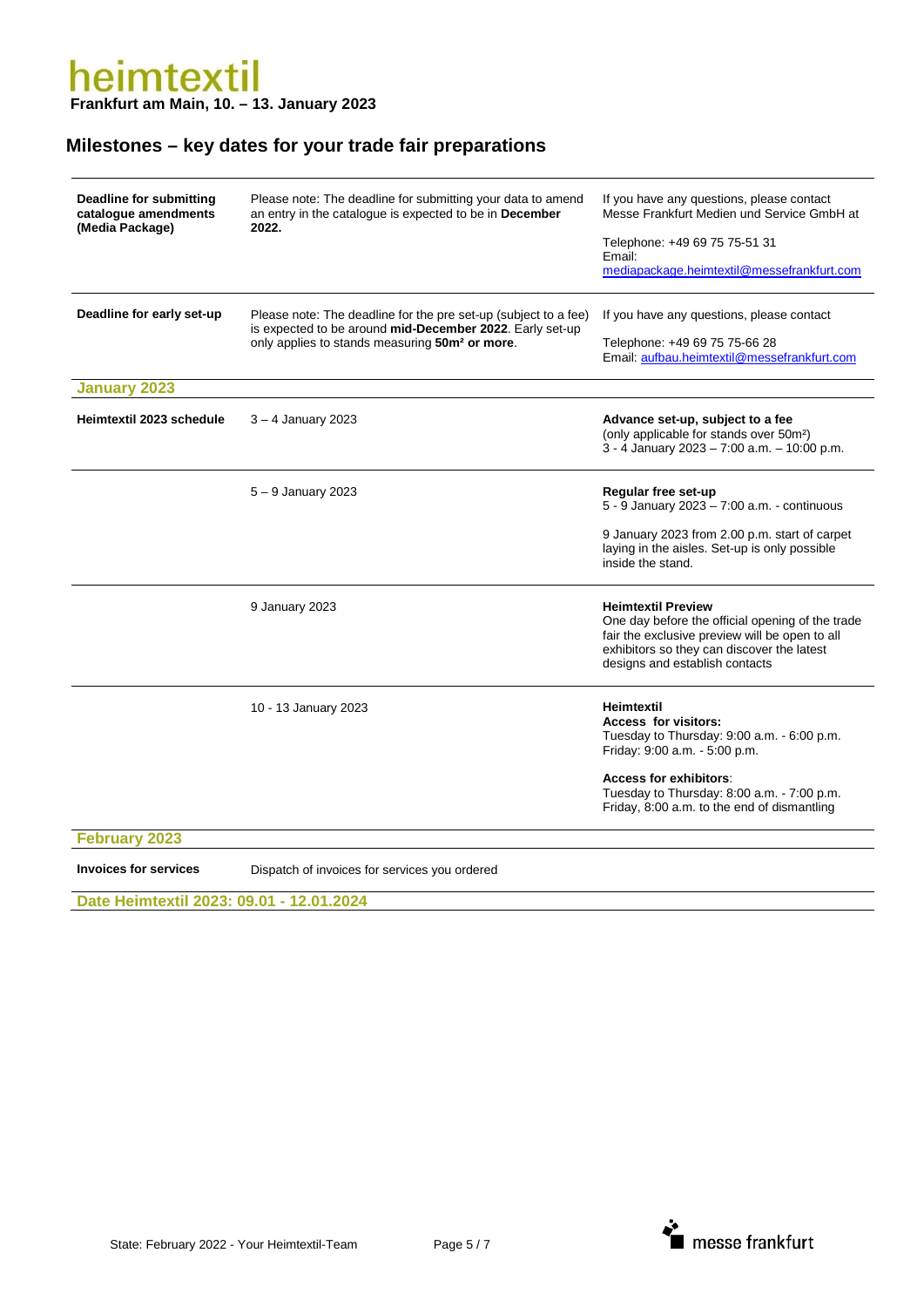# heimtextil

**Frankfurt am Main, 10. – 13. January 2023**

## Milestones – key dates for your trade fair preparations

| | | |
|---|---|---|
| **Deadline for submitting catalogue amendments (Media Package)** | Please note: The deadline for submitting your data to amend an entry in the catalogue is expected to be in **December 2022.** | If you have any questions, please contact Messe Frankfurt Medien und Service GmbH at<br><br>Telephone: +49 69 75 75-51 31<br>Email: mediapackage.heimtextil@messefrankfurt.com |
| **Deadline for early set-up** | Please note: The deadline for the pre set-up (subject to a fee) is expected to be around **mid-December 2022**. Early set-up only applies to stands measuring **50m² or more**. | If you have any questions, please contact<br><br>Telephone: +49 69 75 75-66 28<br>Email: aufbau.heimtextil@messefrankfurt.com |
| **January 2023** | | |
| **Heimtextil 2023 schedule** | 3 – 4 January 2023 | **Advance set-up, subject to a fee**<br>(only applicable for stands over 50m²)<br>3 - 4 January 2023 – 7:00 a.m. – 10:00 p.m. |
| | 5 – 9 January 2023 | **Regular free set-up**<br>5 - 9 January 2023 – 7:00 a.m. - continuous<br><br>9 January 2023 from 2.00 p.m. start of carpet laying in the aisles. Set-up is only possible inside the stand. |
| | 9 January 2023 | **Heimtextil Preview**<br>One day before the official opening of the trade fair the exclusive preview will be open to all exhibitors so they can discover the latest designs and establish contacts |
| | 10 - 13 January 2023 | **Heimtextil**<br>**Access for visitors:**<br>Tuesday to Thursday: 9:00 a.m. - 6:00 p.m.<br>Friday: 9:00 a.m. - 5:00 p.m.<br><br>**Access for exhibitors**:<br>Tuesday to Thursday: 8:00 a.m. - 7:00 p.m.<br>Friday, 8:00 a.m. to the end of dismantling |
| **February 2023** | | |
| **Invoices for services** | Dispatch of invoices for services you ordered | |
| **Date Heimtextil 2023: 09.01 - 12.01.2024** | | |

State: February 2022 - Your Heimtextil-Team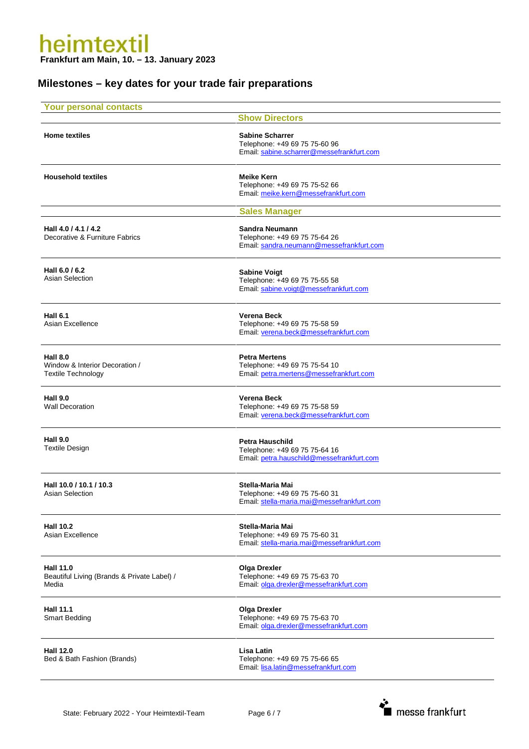# heimtextil

**Frankfurt am Main, 10. – 13. January 2023**

## Milestones – key dates for your trade fair preparations

### Your personal contacts

| | |
|---|---|
| | **Show Directors** |
| **Home textiles** | **Sabine Scharrer**<br>Telephone: +49 69 75 75-60 96<br>Email: sabine.scharrer@messefrankfurt.com |
| **Household textiles** | **Meike Kern**<br>Telephone: +49 69 75 75-52 66<br>Email: meike.kern@messefrankfurt.com |
| | **Sales Manager** |
| **Hall 4.0 / 4.1 / 4.2**<br>Decorative & Furniture Fabrics | **Sandra Neumann**<br>Telephone: +49 69 75 75-64 26<br>Email: sandra.neumann@messefrankfurt.com |
| **Hall 6.0 / 6.2**<br>Asian Selection | **Sabine Voigt**<br>Telephone: +49 69 75 75-55 58<br>Email: sabine.voigt@messefrankfurt.com |
| **Hall 6.1**<br>Asian Excellence | **Verena Beck**<br>Telephone: +49 69 75 75-58 59<br>Email: verena.beck@messefrankfurt.com |
| **Hall 8.0**<br>Window & Interior Decoration /<br>Textile Technology | **Petra Mertens**<br>Telephone: +49 69 75 75-54 10<br>Email: petra.mertens@messefrankfurt.com |
| **Hall 9.0**<br>Wall Decoration | **Verena Beck**<br>Telephone: +49 69 75 75-58 59<br>Email: verena.beck@messefrankfurt.com |
| **Hall 9.0**<br>Textile Design | **Petra Hauschild**<br>Telephone: +49 69 75 75-64 16<br>Email: petra.hauschild@messefrankfurt.com |
| **Hall 10.0 / 10.1 / 10.3**<br>Asian Selection | **Stella-Maria Mai**<br>Telephone: +49 69 75 75-60 31<br>Email: stella-maria.mai@messefrankfurt.com |
| **Hall 10.2**<br>Asian Excellence | **Stella-Maria Mai**<br>Telephone: +49 69 75 75-60 31<br>Email: stella-maria.mai@messefrankfurt.com |
| **Hall 11.0**<br>Beautiful Living (Brands & Private Label) /<br>Media | **Olga Drexler**<br>Telephone: +49 69 75 75-63 70<br>Email: olga.drexler@messefrankfurt.com |
| **Hall 11.1**<br>Smart Bedding | **Olga Drexler**<br>Telephone: +49 69 75 75-63 70<br>Email: olga.drexler@messefrankfurt.com |
| **Hall 12.0**<br>Bed & Bath Fashion (Brands) | **Lisa Latin**<br>Telephone: +49 69 75 75-66 65<br>Email: lisa.latin@messefrankfurt.com |

State: February 2022 - Your Heimtextil-Team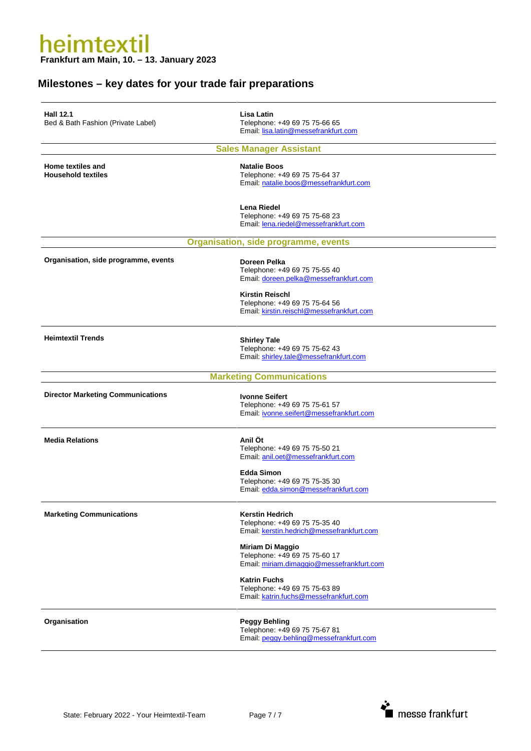# heimtextil

**Frankfurt am Main, 10. – 13. January 2023**

## Milestones – key dates for your trade fair preparations

| | |
|---|---|
| **Hall 12.1**<br>Bed & Bath Fashion (Private Label) | **Lisa Latin**<br>Telephone: +49 69 75 75-66 65<br>Email: lisa.latin@messefrankfurt.com |

### Sales Manager Assistant

| | |
|---|---|
| **Home textiles and Household textiles** | **Natalie Boos**<br>Telephone: +49 69 75 75-64 37<br>Email: natalie.boos@messefrankfurt.com<br><br>**Lena Riedel**<br>Telephone: +49 69 75 75-68 23<br>Email: lena.riedel@messefrankfurt.com |

### Organisation, side programme, events

| | |
|---|---|
| **Organisation, side programme, events** | **Doreen Pelka**<br>Telephone: +49 69 75 75-55 40<br>Email: doreen.pelka@messefrankfurt.com<br><br>**Kirstin Reischl**<br>Telephone: +49 69 75 75-64 56<br>Email: kirstin.reischl@messefrankfurt.com |
| **Heimtextil Trends** | **Shirley Tale**<br>Telephone: +49 69 75 75-62 43<br>Email: shirley.tale@messefrankfurt.com |

### Marketing Communications

| | |
|---|---|
| **Director Marketing Communications** | **Ivonne Seifert**<br>Telephone: +49 69 75 75-61 57<br>Email: ivonne.seifert@messefrankfurt.com |
| **Media Relations** | **Anil Öt**<br>Telephone: +49 69 75 75-50 21<br>Email: anil.oet@messefrankfurt.com<br><br>**Edda Simon**<br>Telephone: +49 69 75 75-35 30<br>Email: edda.simon@messefrankfurt.com |
| **Marketing Communications** | **Kerstin Hedrich**<br>Telephone: +49 69 75 75-35 40<br>Email: kerstin.hedrich@messefrankfurt.com<br><br>**Miriam Di Maggio**<br>Telephone: +49 69 75 75-60 17<br>Email: miriam.dimaggio@messefrankfurt.com<br><br>**Katrin Fuchs**<br>Telephone: +49 69 75 75-63 89<br>Email: katrin.fuchs@messefrankfurt.com |
| **Organisation** | **Peggy Behling**<br>Telephone: +49 69 75 75-67 81<br>Email: peggy.behling@messefrankfurt.com |

State: February 2022 - Your Heimtextil-Team